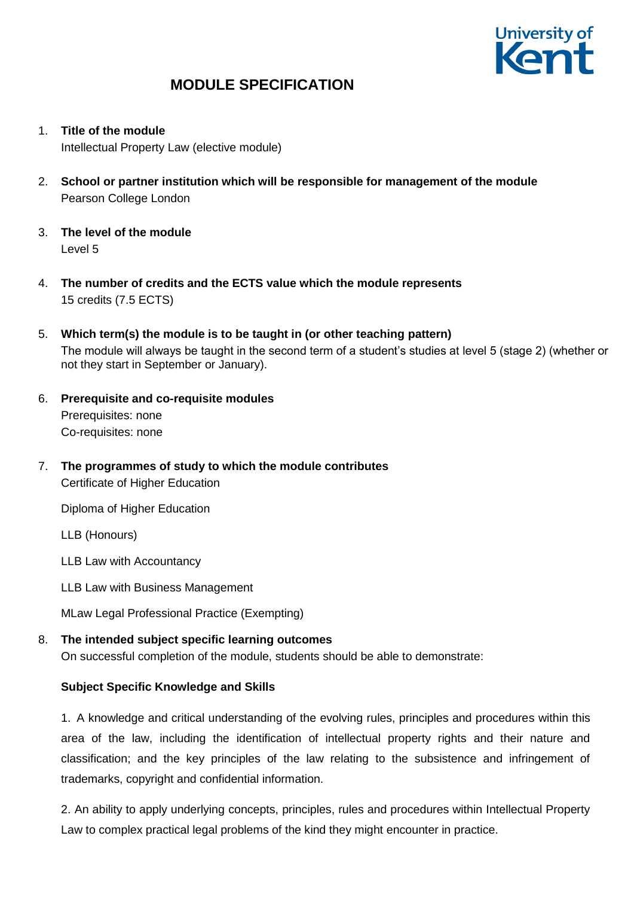# MODULE SPECIFICATION

1. **Title of the module**
   Intellectual Property Law (elective module)

2. **School or partner institution which will be responsible for management of the module**
   Pearson College London

3. **The level of the module**
   Level 5

4. **The number of credits and the ECTS value which the module represents**
   15 credits (7.5 ECTS)

5. **Which term(s) the module is to be taught in (or other teaching pattern)**
   The module will always be taught in the second term of a student's studies at level 5 (stage 2) (whether or not they start in September or January).

6. **Prerequisite and co-requisite modules**
   Prerequisites: none
   Co-requisites: none

7. **The programmes of study to which the module contributes**
   Certificate of Higher Education

   Diploma of Higher Education

   LLB (Honours)

   LLB Law with Accountancy

   LLB Law with Business Management

   MLaw Legal Professional Practice (Exempting)

8. **The intended subject specific learning outcomes**
   On successful completion of the module, students should be able to demonstrate:

   **Subject Specific Knowledge and Skills**

   1. A knowledge and critical understanding of the evolving rules, principles and procedures within this area of the law, including the identification of intellectual property rights and their nature and classification; and the key principles of the law relating to the subsistence and infringement of trademarks, copyright and confidential information.

   2. An ability to apply underlying concepts, principles, rules and procedures within Intellectual Property Law to complex practical legal problems of the kind they might encounter in practice.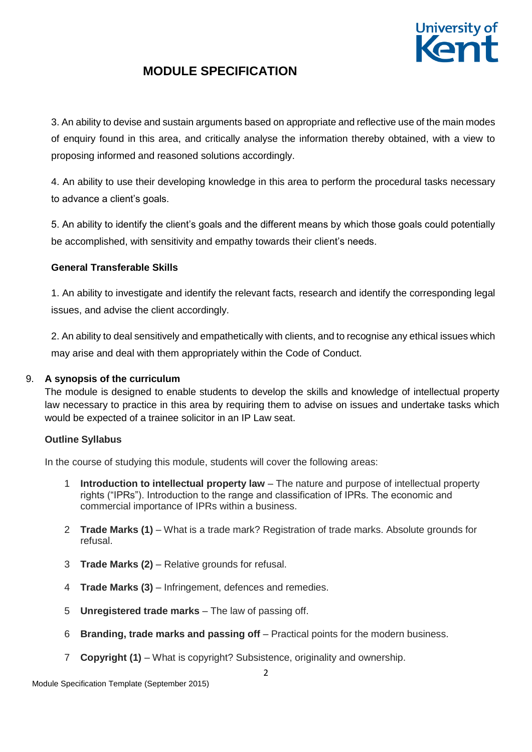3. An ability to devise and sustain arguments based on appropriate and reflective use of the main modes of enquiry found in this area, and critically analyse the information thereby obtained, with a view to proposing informed and reasoned solutions accordingly.

4. An ability to use their developing knowledge in this area to perform the procedural tasks necessary to advance a client's goals.

5. An ability to identify the client's goals and the different means by which those goals could potentially be accomplished, with sensitivity and empathy towards their client's needs.

**General Transferable Skills**

1. An ability to investigate and identify the relevant facts, research and identify the corresponding legal issues, and advise the client accordingly.

2. An ability to deal sensitively and empathetically with clients, and to recognise any ethical issues which may arise and deal with them appropriately within the Code of Conduct.

9. **A synopsis of the curriculum**

The module is designed to enable students to develop the skills and knowledge of intellectual property law necessary to practice in this area by requiring them to advise on issues and undertake tasks which would be expected of a trainee solicitor in an IP Law seat.

**Outline Syllabus**

In the course of studying this module, students will cover the following areas:

1. **Introduction to intellectual property law** – The nature and purpose of intellectual property rights ("IPRs"). Introduction to the range and classification of IPRs. The economic and commercial importance of IPRs within a business.
2. **Trade Marks (1)** – What is a trade mark? Registration of trade marks. Absolute grounds for refusal.
3. **Trade Marks (2)** – Relative grounds for refusal.
4. **Trade Marks (3)** – Infringement, defences and remedies.
5. **Unregistered trade marks** – The law of passing off.
6. **Branding, trade marks and passing off** – Practical points for the modern business.
7. **Copyright (1)** – What is copyright? Subsistence, originality and ownership.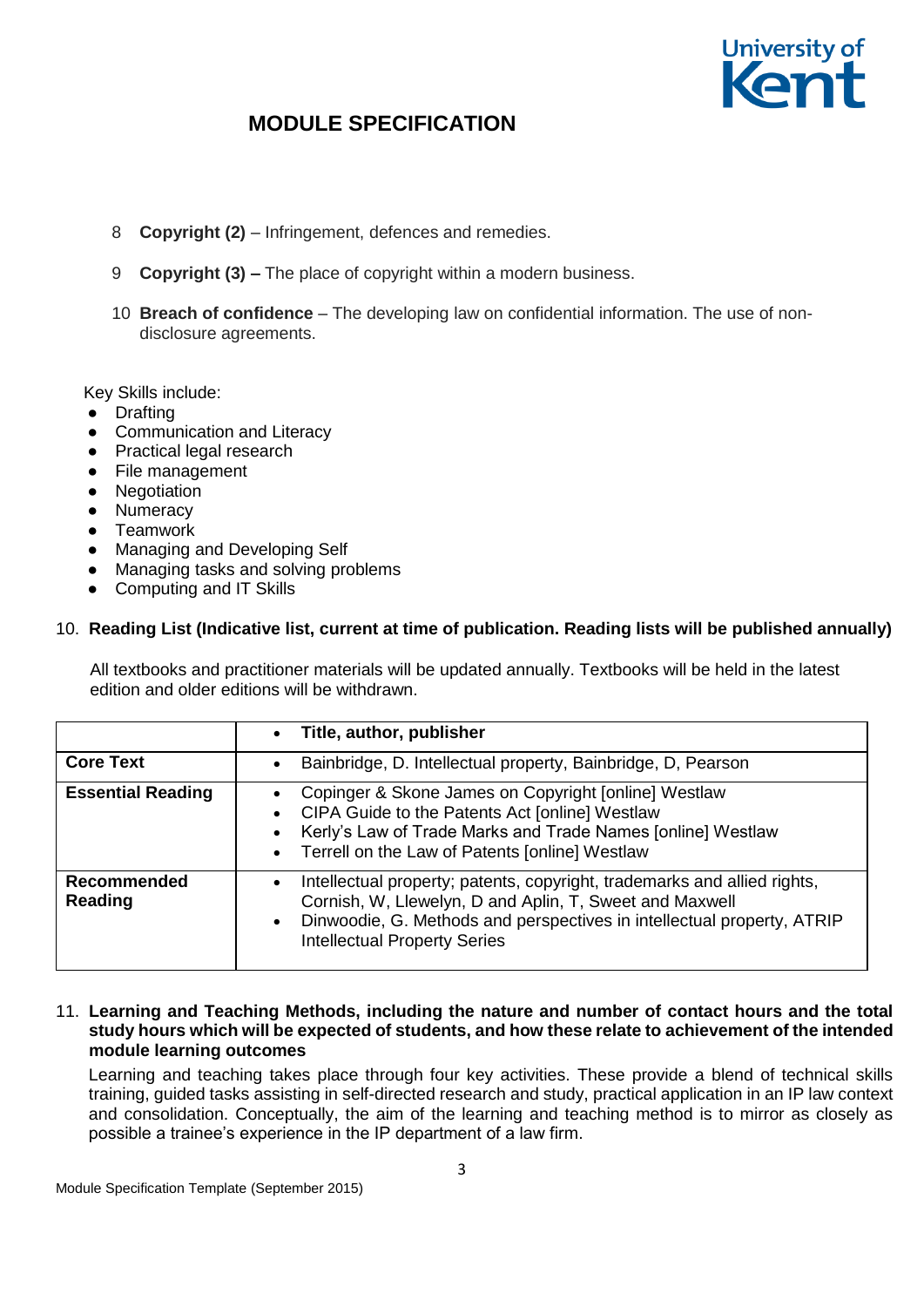8. **Copyright (2)** – Infringement, defences and remedies.

9. **Copyright (3) –** The place of copyright within a modern business.

10. **Breach of confidence** – The developing law on confidential information. The use of non-disclosure agreements.

Key Skills include:

- Drafting
- Communication and Literacy
- Practical legal research
- File management
- Negotiation
- Numeracy
- Teamwork
- Managing and Developing Self
- Managing tasks and solving problems
- Computing and IT Skills

## 10. Reading List (Indicative list, current at time of publication. Reading lists will be published annually)

All textbooks and practitioner materials will be updated annually. Textbooks will be held in the latest edition and older editions will be withdrawn.

| | • **Title, author, publisher** |
|---|---|
| **Core Text** | • Bainbridge, D. Intellectual property, Bainbridge, D, Pearson |
| **Essential Reading** | • Copinger & Skone James on Copyright [online] Westlaw<br>• CIPA Guide to the Patents Act [online] Westlaw<br>• Kerly's Law of Trade Marks and Trade Names [online] Westlaw<br>• Terrell on the Law of Patents [online] Westlaw |
| **Recommended Reading** | • Intellectual property; patents, copyright, trademarks and allied rights, Cornish, W, Llewelyn, D and Aplin, T, Sweet and Maxwell<br>• Dinwoodie, G. Methods and perspectives in intellectual property, ATRIP Intellectual Property Series |

## 11. Learning and Teaching Methods, including the nature and number of contact hours and the total study hours which will be expected of students, and how these relate to achievement of the intended module learning outcomes

Learning and teaching takes place through four key activities. These provide a blend of technical skills training, guided tasks assisting in self-directed research and study, practical application in an IP law context and consolidation. Conceptually, the aim of the learning and teaching method is to mirror as closely as possible a trainee's experience in the IP department of a law firm.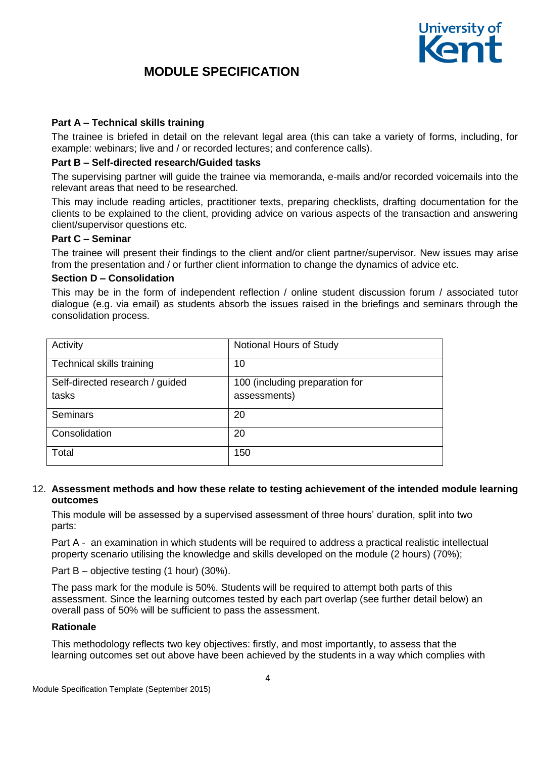**Part A – Technical skills training**

The trainee is briefed in detail on the relevant legal area (this can take a variety of forms, including, for example: webinars; live and / or recorded lectures; and conference calls).

**Part B – Self-directed research/Guided tasks**

The supervising partner will guide the trainee via memoranda, e-mails and/or recorded voicemails into the relevant areas that need to be researched.

This may include reading articles, practitioner texts, preparing checklists, drafting documentation for the clients to be explained to the client, providing advice on various aspects of the transaction and answering client/supervisor questions etc.

**Part C – Seminar**

The trainee will present their findings to the client and/or client partner/supervisor. New issues may arise from the presentation and / or further client information to change the dynamics of advice etc.

**Section D – Consolidation**

This may be in the form of independent reflection / online student discussion forum / associated tutor dialogue (e.g. via email) as students absorb the issues raised in the briefings and seminars through the consolidation process.

| Activity | Notional Hours of Study |
|---|---|
| Technical skills training | 10 |
| Self-directed research / guided tasks | 100 (including preparation for assessments) |
| Seminars | 20 |
| Consolidation | 20 |
| Total | 150 |

12. **Assessment methods and how these relate to testing achievement of the intended module learning outcomes**

This module will be assessed by a supervised assessment of three hours' duration, split into two parts:

Part A - an examination in which students will be required to address a practical realistic intellectual property scenario utilising the knowledge and skills developed on the module (2 hours) (70%);

Part B – objective testing (1 hour) (30%).

The pass mark for the module is 50%. Students will be required to attempt both parts of this assessment. Since the learning outcomes tested by each part overlap (see further detail below) an overall pass of 50% will be sufficient to pass the assessment.

**Rationale**

This methodology reflects two key objectives: firstly, and most importantly, to assess that the learning outcomes set out above have been achieved by the students in a way which complies with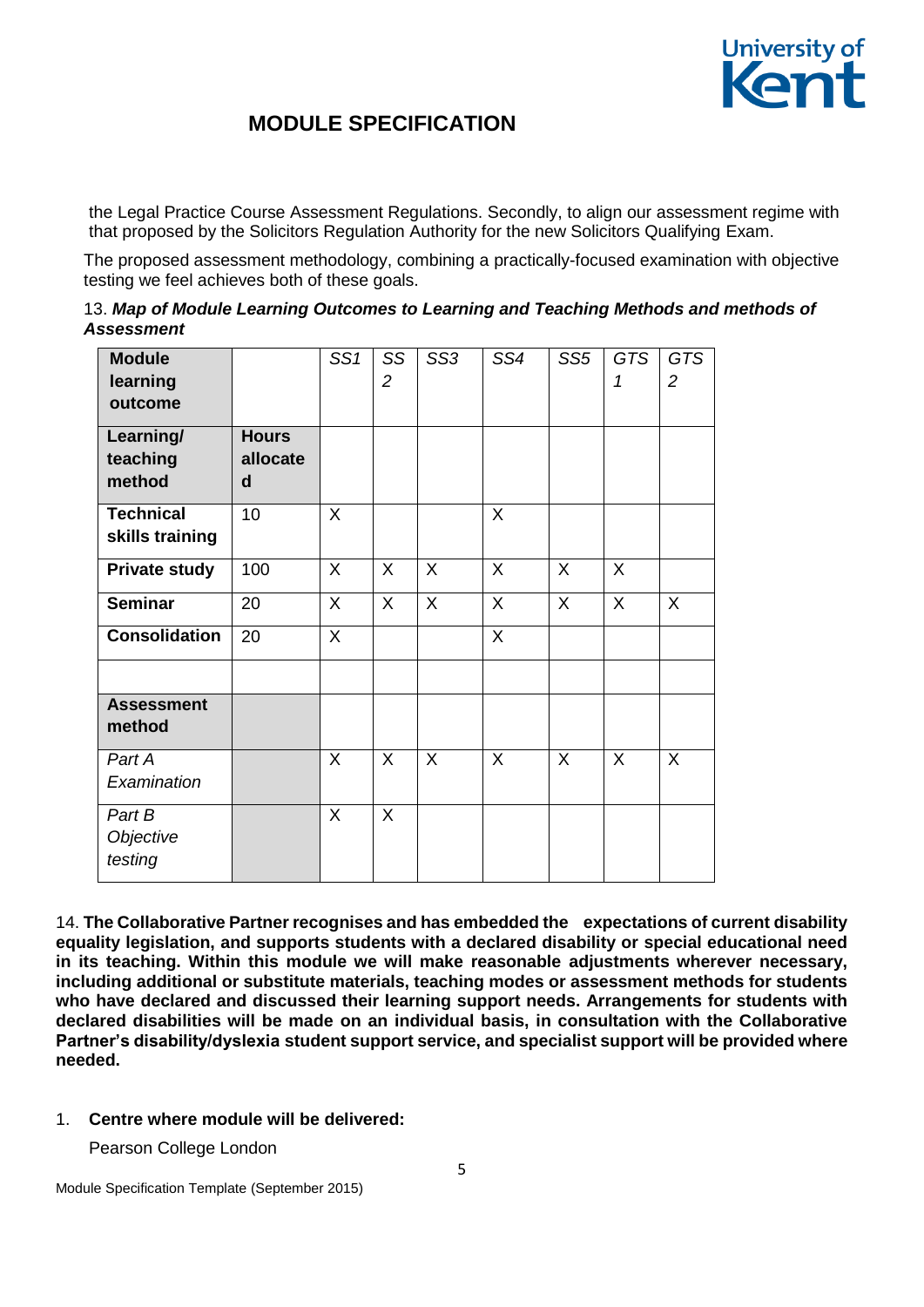the Legal Practice Course Assessment Regulations. Secondly, to align our assessment regime with that proposed by the Solicitors Regulation Authority for the new Solicitors Qualifying Exam.

The proposed assessment methodology, combining a practically-focused examination with objective testing we feel achieves both of these goals.

13. ***Map of Module Learning Outcomes to Learning and Teaching Methods and methods of Assessment***

| **Module learning outcome** | | *SS1* | *SS 2* | *SS3* | *SS4* | *SS5* | *GTS 1* | *GTS 2* |
|---|---|---|---|---|---|---|---|---|
| **Learning/ teaching method** | **Hours allocated** | | | | | | | |
| **Technical skills training** | 10 | X | | | X | | | |
| **Private study** | 100 | X | X | X | X | X | X | |
| **Seminar** | 20 | X | X | X | X | X | X | X |
| **Consolidation** | 20 | X | | | X | | | |
| | | | | | | | | |
| **Assessment method** | | | | | | | | |
| *Part A Examination* | | X | X | X | X | X | X | X |
| *Part B Objective testing* | | X | X | | | | | |

14. **The Collaborative Partner recognises and has embedded the expectations of current disability equality legislation, and supports students with a declared disability or special educational need in its teaching. Within this module we will make reasonable adjustments wherever necessary, including additional or substitute materials, teaching modes or assessment methods for students who have declared and discussed their learning support needs. Arrangements for students with declared disabilities will be made on an individual basis, in consultation with the Collaborative Partner's disability/dyslexia student support service, and specialist support will be provided where needed.**

1. **Centre where module will be delivered:**

   Pearson College London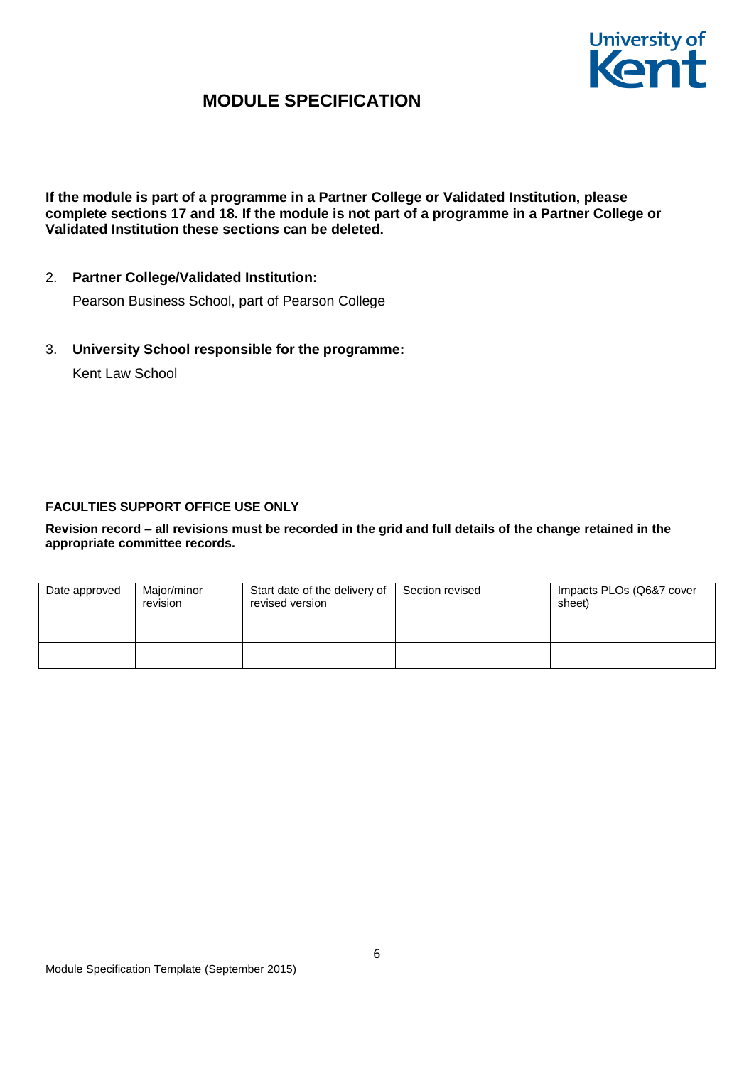# MODULE SPECIFICATION

**If the module is part of a programme in a Partner College or Validated Institution, please complete sections 17 and 18. If the module is not part of a programme in a Partner College or Validated Institution these sections can be deleted.**

2. **Partner College/Validated Institution:**

   Pearson Business School, part of Pearson College

3. **University School responsible for the programme:**

   Kent Law School

**FACULTIES SUPPORT OFFICE USE ONLY**

**Revision record – all revisions must be recorded in the grid and full details of the change retained in the appropriate committee records.**

| Date approved | Major/minor revision | Start date of the delivery of revised version | Section revised | Impacts PLOs (Q6&7 cover sheet) |
|---|---|---|---|---|
| | | | | |
| | | | | |

Module Specification Template (September 2015)